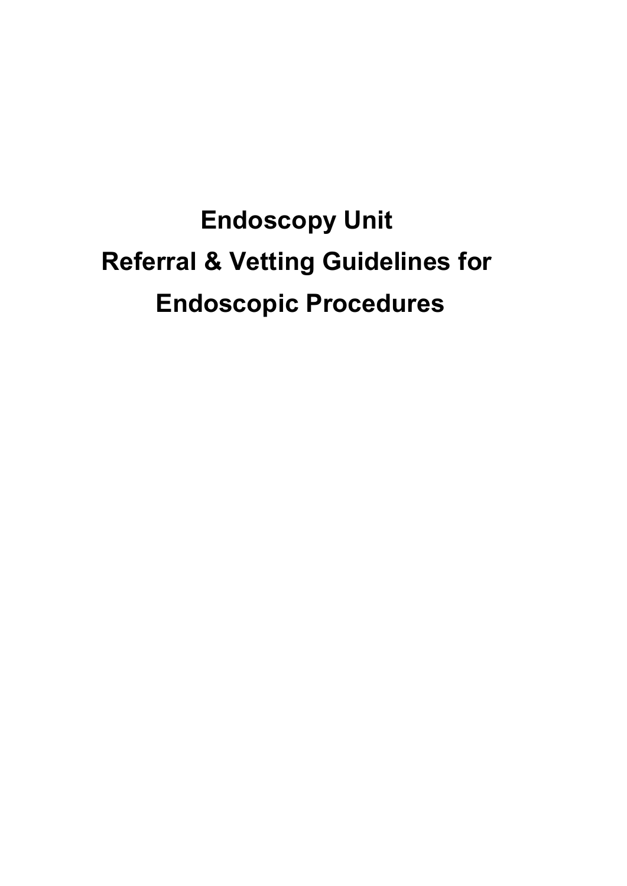# Endoscopy Unit

# Referral & Vetting Guidelines for Endoscopic Procedures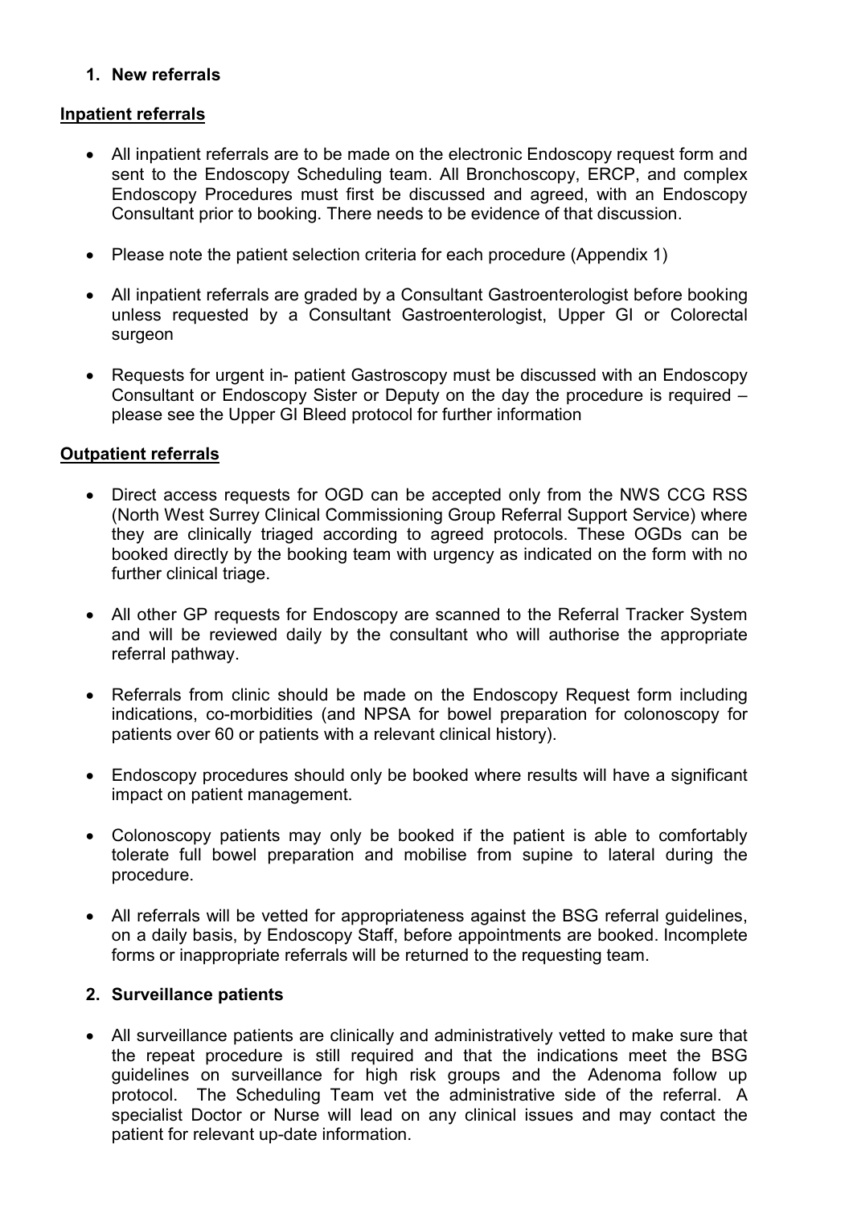## 1. New referrals

**Inpatient referrals**

- All inpatient referrals are to be made on the electronic Endoscopy request form and sent to the Endoscopy Scheduling team. All Bronchoscopy, ERCP, and complex Endoscopy Procedures must first be discussed and agreed, with an Endoscopy Consultant prior to booking. There needs to be evidence of that discussion.
- Please note the patient selection criteria for each procedure (Appendix 1)
- All inpatient referrals are graded by a Consultant Gastroenterologist before booking unless requested by a Consultant Gastroenterologist, Upper GI or Colorectal surgeon
- Requests for urgent in- patient Gastroscopy must be discussed with an Endoscopy Consultant or Endoscopy Sister or Deputy on the day the procedure is required – please see the Upper GI Bleed protocol for further information

**Outpatient referrals**

- Direct access requests for OGD can be accepted only from the NWS CCG RSS (North West Surrey Clinical Commissioning Group Referral Support Service) where they are clinically triaged according to agreed protocols. These OGDs can be booked directly by the booking team with urgency as indicated on the form with no further clinical triage.
- All other GP requests for Endoscopy are scanned to the Referral Tracker System and will be reviewed daily by the consultant who will authorise the appropriate referral pathway.
- Referrals from clinic should be made on the Endoscopy Request form including indications, co-morbidities (and NPSA for bowel preparation for colonoscopy for patients over 60 or patients with a relevant clinical history).
- Endoscopy procedures should only be booked where results will have a significant impact on patient management.
- Colonoscopy patients may only be booked if the patient is able to comfortably tolerate full bowel preparation and mobilise from supine to lateral during the procedure.
- All referrals will be vetted for appropriateness against the BSG referral guidelines, on a daily basis, by Endoscopy Staff, before appointments are booked. Incomplete forms or inappropriate referrals will be returned to the requesting team.

## 2. Surveillance patients

- All surveillance patients are clinically and administratively vetted to make sure that the repeat procedure is still required and that the indications meet the BSG guidelines on surveillance for high risk groups and the Adenoma follow up protocol. The Scheduling Team vet the administrative side of the referral. A specialist Doctor or Nurse will lead on any clinical issues and may contact the patient for relevant up-date information.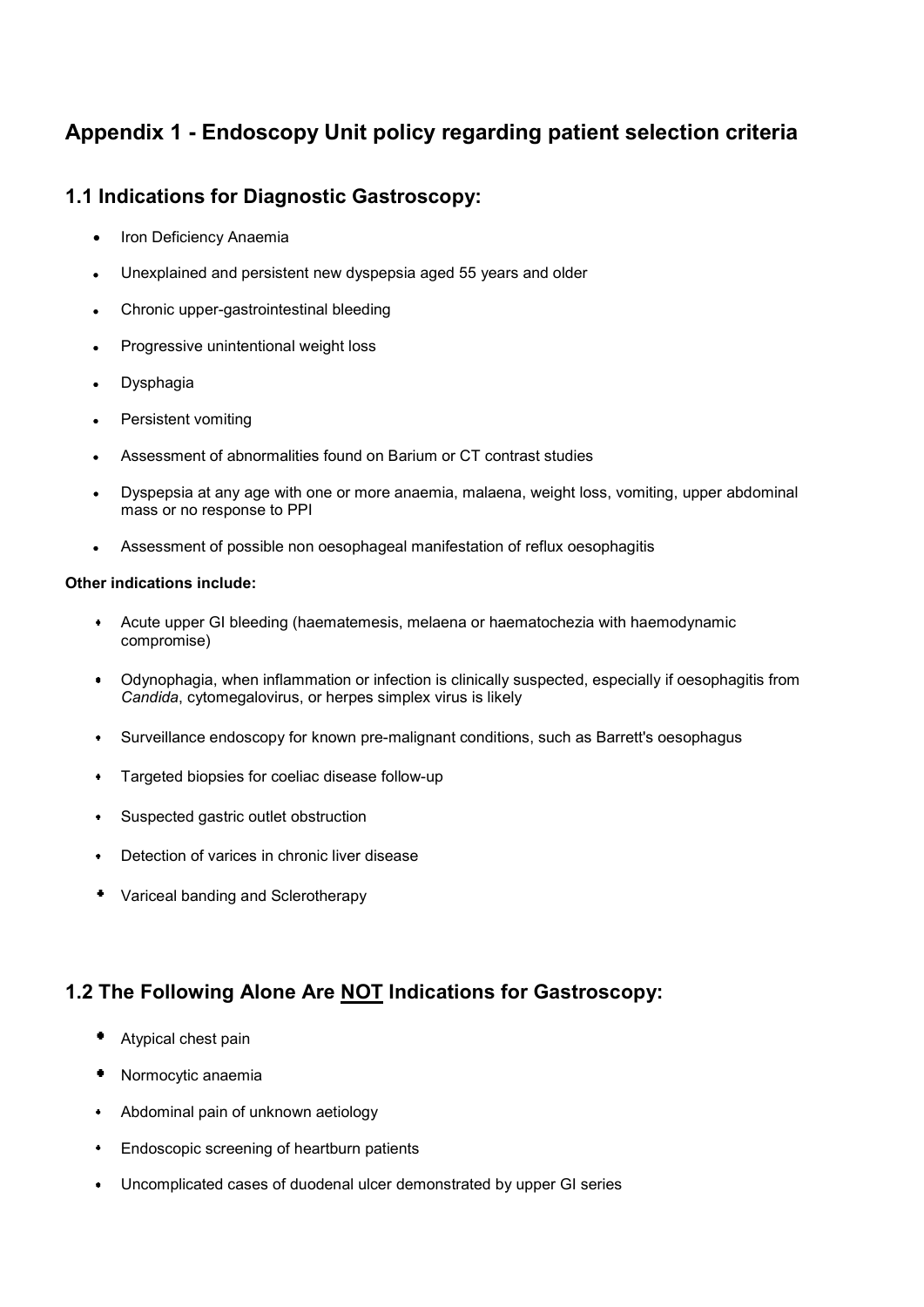# Appendix 1 - Endoscopy Unit policy regarding patient selection criteria

## 1.1 Indications for Diagnostic Gastroscopy:

- Iron Deficiency Anaemia
- Unexplained and persistent new dyspepsia aged 55 years and older
- Chronic upper-gastrointestinal bleeding
- Progressive unintentional weight loss
- Dysphagia
- Persistent vomiting
- Assessment of abnormalities found on Barium or CT contrast studies
- Dyspepsia at any age with one or more anaemia, malaena, weight loss, vomiting, upper abdominal mass or no response to PPI
- Assessment of possible non oesophageal manifestation of reflux oesophagitis

**Other indications include:**

- Acute upper GI bleeding (haematemesis, melaena or haematochezia with haemodynamic compromise)
- Odynophagia, when inflammation or infection is clinically suspected, especially if oesophagitis from *Candida*, cytomegalovirus, or herpes simplex virus is likely
- Surveillance endoscopy for known pre-malignant conditions, such as Barrett's oesophagus
- Targeted biopsies for coeliac disease follow-up
- Suspected gastric outlet obstruction
- Detection of varices in chronic liver disease
- Variceal banding and Sclerotherapy

## 1.2 The Following Alone Are NOT Indications for Gastroscopy:

- Atypical chest pain
- Normocytic anaemia
- Abdominal pain of unknown aetiology
- Endoscopic screening of heartburn patients
- Uncomplicated cases of duodenal ulcer demonstrated by upper GI series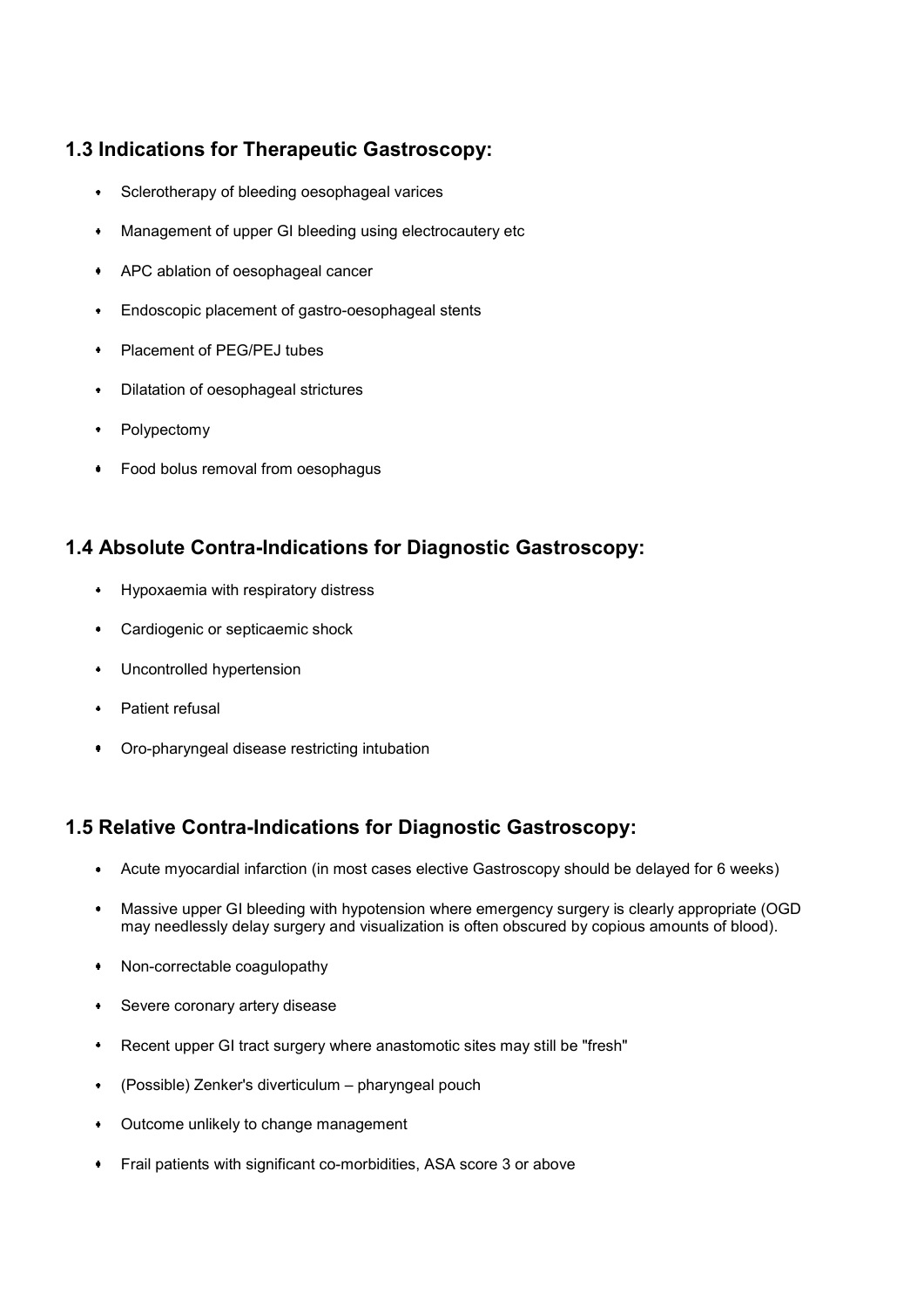## 1.3 Indications for Therapeutic Gastroscopy:

- Sclerotherapy of bleeding oesophageal varices
- Management of upper GI bleeding using electrocautery etc
- APC ablation of oesophageal cancer
- Endoscopic placement of gastro-oesophageal stents
- Placement of PEG/PEJ tubes
- Dilatation of oesophageal strictures
- Polypectomy
- Food bolus removal from oesophagus

## 1.4 Absolute Contra-Indications for Diagnostic Gastroscopy:

- Hypoxaemia with respiratory distress
- Cardiogenic or septicaemic shock
- Uncontrolled hypertension
- Patient refusal
- Oro-pharyngeal disease restricting intubation

## 1.5 Relative Contra-Indications for Diagnostic Gastroscopy:

- Acute myocardial infarction (in most cases elective Gastroscopy should be delayed for 6 weeks)
- Massive upper GI bleeding with hypotension where emergency surgery is clearly appropriate (OGD may needlessly delay surgery and visualization is often obscured by copious amounts of blood).
- Non-correctable coagulopathy
- Severe coronary artery disease
- Recent upper GI tract surgery where anastomotic sites may still be "fresh"
- (Possible) Zenker's diverticulum – pharyngeal pouch
- Outcome unlikely to change management
- Frail patients with significant co-morbidities, ASA score 3 or above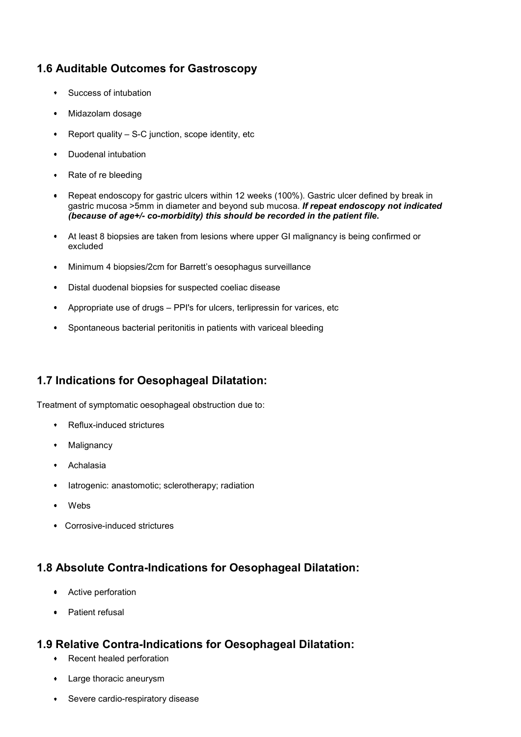## 1.6 Auditable Outcomes for Gastroscopy

- Success of intubation
- Midazolam dosage
- Report quality – S-C junction, scope identity, etc
- Duodenal intubation
- Rate of re bleeding
- Repeat endoscopy for gastric ulcers within 12 weeks (100%). Gastric ulcer defined by break in gastric mucosa >5mm in diameter and beyond sub mucosa. ***If repeat endoscopy not indicated (because of age+/- co-morbidity) this should be recorded in the patient file*.**
- At least 8 biopsies are taken from lesions where upper GI malignancy is being confirmed or excluded
- Minimum 4 biopsies/2cm for Barrett's oesophagus surveillance
- Distal duodenal biopsies for suspected coeliac disease
- Appropriate use of drugs – PPI's for ulcers, terlipressin for varices, etc
- Spontaneous bacterial peritonitis in patients with variceal bleeding

## 1.7 Indications for Oesophageal Dilatation:

Treatment of symptomatic oesophageal obstruction due to:

- Reflux-induced strictures
- Malignancy
- Achalasia
- Iatrogenic: anastomotic; sclerotherapy; radiation
- Webs
- Corrosive-induced strictures

## 1.8 Absolute Contra-Indications for Oesophageal Dilatation:

- Active perforation
- Patient refusal

## 1.9 Relative Contra-Indications for Oesophageal Dilatation:

- Recent healed perforation
- Large thoracic aneurysm
- Severe cardio-respiratory disease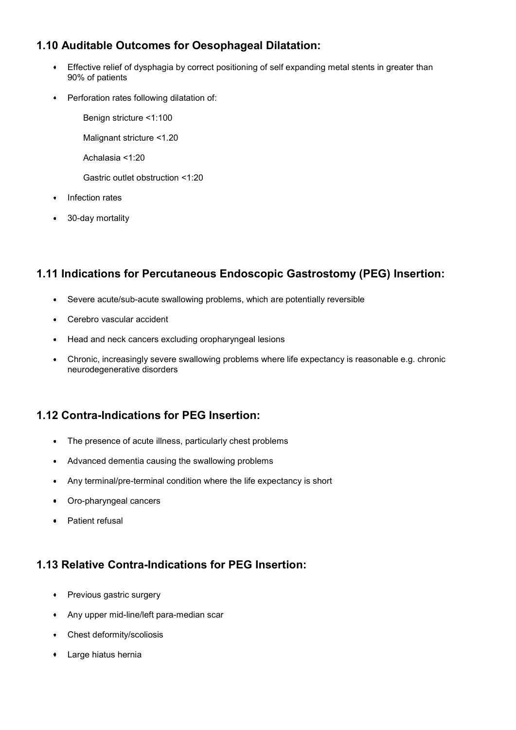## 1.10 Auditable Outcomes for Oesophageal Dilatation:

- Effective relief of dysphagia by correct positioning of self expanding metal stents in greater than 90% of patients
- Perforation rates following dilatation of:

  Benign stricture <1:100

  Malignant stricture <1.20

  Achalasia <1:20

  Gastric outlet obstruction <1:20

- Infection rates
- 30-day mortality

## 1.11 Indications for Percutaneous Endoscopic Gastrostomy (PEG) Insertion:

- Severe acute/sub-acute swallowing problems, which are potentially reversible
- Cerebro vascular accident
- Head and neck cancers excluding oropharyngeal lesions
- Chronic, increasingly severe swallowing problems where life expectancy is reasonable e.g. chronic neurodegenerative disorders

## 1.12 Contra-Indications for PEG Insertion:

- The presence of acute illness, particularly chest problems
- Advanced dementia causing the swallowing problems
- Any terminal/pre-terminal condition where the life expectancy is short
- Oro-pharyngeal cancers
- Patient refusal

## 1.13 Relative Contra-Indications for PEG Insertion:

- Previous gastric surgery
- Any upper mid-line/left para-median scar
- Chest deformity/scoliosis
- Large hiatus hernia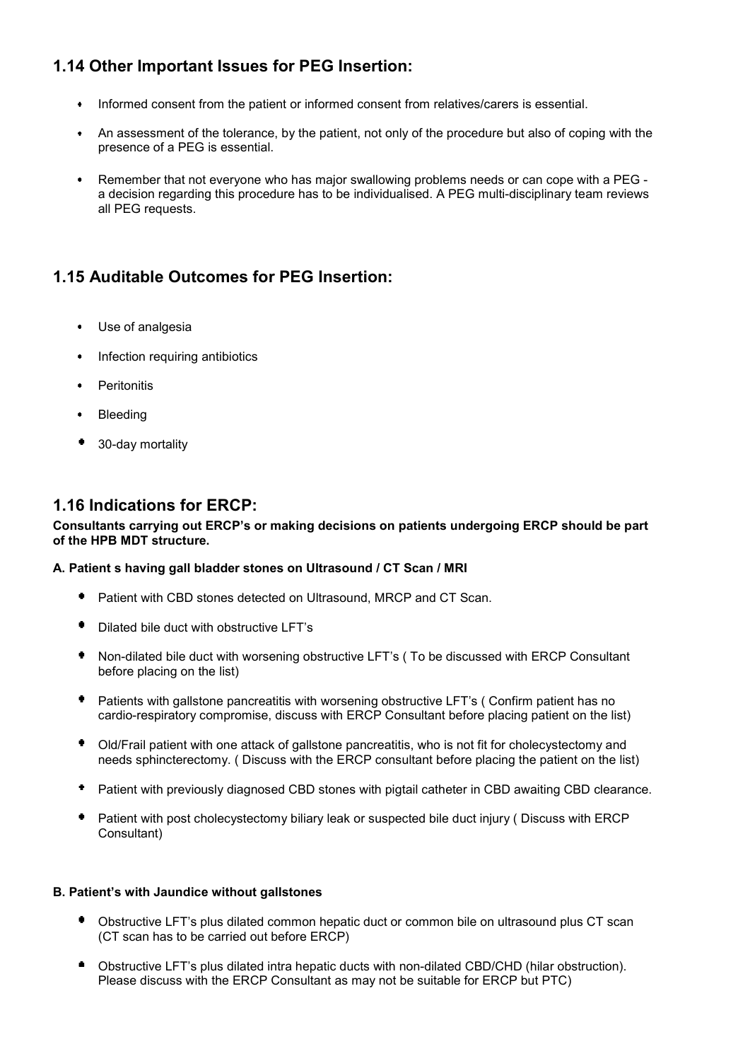## 1.14 Other Important Issues for PEG Insertion:

- Informed consent from the patient or informed consent from relatives/carers is essential.
- An assessment of the tolerance, by the patient, not only of the procedure but also of coping with the presence of a PEG is essential.
- Remember that not everyone who has major swallowing problems needs or can cope with a PEG - a decision regarding this procedure has to be individualised. A PEG multi-disciplinary team reviews all PEG requests.

## 1.15 Auditable Outcomes for PEG Insertion:

- Use of analgesia
- Infection requiring antibiotics
- Peritonitis
- Bleeding
- 30-day mortality

## 1.16 Indications for ERCP:

**Consultants carrying out ERCP's or making decisions on patients undergoing ERCP should be part of the HPB MDT structure.**

**A. Patient s having gall bladder stones on Ultrasound / CT Scan / MRI**

- Patient with CBD stones detected on Ultrasound, MRCP and CT Scan.
- Dilated bile duct with obstructive LFT's
- Non-dilated bile duct with worsening obstructive LFT's ( To be discussed with ERCP Consultant before placing on the list)
- Patients with gallstone pancreatitis with worsening obstructive LFT's ( Confirm patient has no cardio-respiratory compromise, discuss with ERCP Consultant before placing patient on the list)
- Old/Frail patient with one attack of gallstone pancreatitis, who is not fit for cholecystectomy and needs sphincterectomy. ( Discuss with the ERCP consultant before placing the patient on the list)
- Patient with previously diagnosed CBD stones with pigtail catheter in CBD awaiting CBD clearance.
- Patient with post cholecystectomy biliary leak or suspected bile duct injury ( Discuss with ERCP Consultant)

**B. Patient's with Jaundice without gallstones**

- Obstructive LFT's plus dilated common hepatic duct or common bile on ultrasound plus CT scan (CT scan has to be carried out before ERCP)
- Obstructive LFT's plus dilated intra hepatic ducts with non-dilated CBD/CHD (hilar obstruction). Please discuss with the ERCP Consultant as may not be suitable for ERCP but PTC)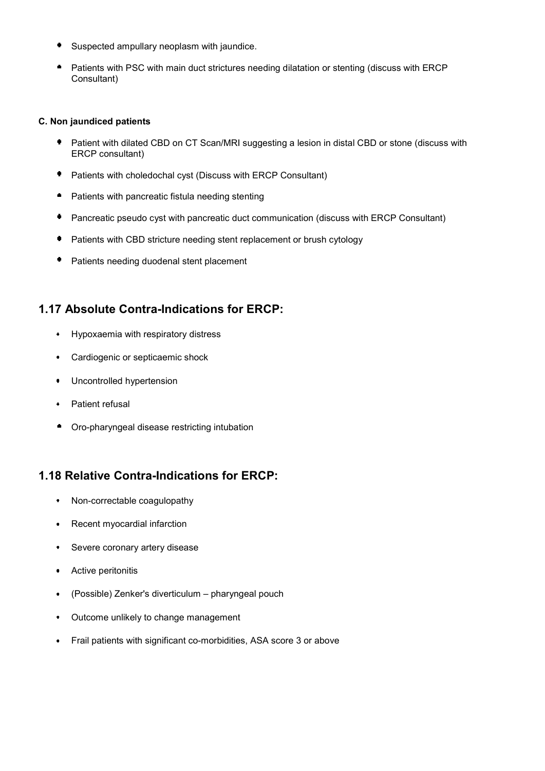- Suspected ampullary neoplasm with jaundice.
- Patients with PSC with main duct strictures needing dilatation or stenting (discuss with ERCP Consultant)

**C. Non jaundiced patients**

- Patient with dilated CBD on CT Scan/MRI suggesting a lesion in distal CBD or stone (discuss with ERCP consultant)
- Patients with choledochal cyst (Discuss with ERCP Consultant)
- Patients with pancreatic fistula needing stenting
- Pancreatic pseudo cyst with pancreatic duct communication (discuss with ERCP Consultant)
- Patients with CBD stricture needing stent replacement or brush cytology
- Patients needing duodenal stent placement

## 1.17 Absolute Contra-Indications for ERCP:

- Hypoxaemia with respiratory distress
- Cardiogenic or septicaemic shock
- Uncontrolled hypertension
- Patient refusal
- Oro-pharyngeal disease restricting intubation

## 1.18 Relative Contra-Indications for ERCP:

- Non-correctable coagulopathy
- Recent myocardial infarction
- Severe coronary artery disease
- Active peritonitis
- (Possible) Zenker's diverticulum – pharyngeal pouch
- Outcome unlikely to change management
- Frail patients with significant co-morbidities, ASA score 3 or above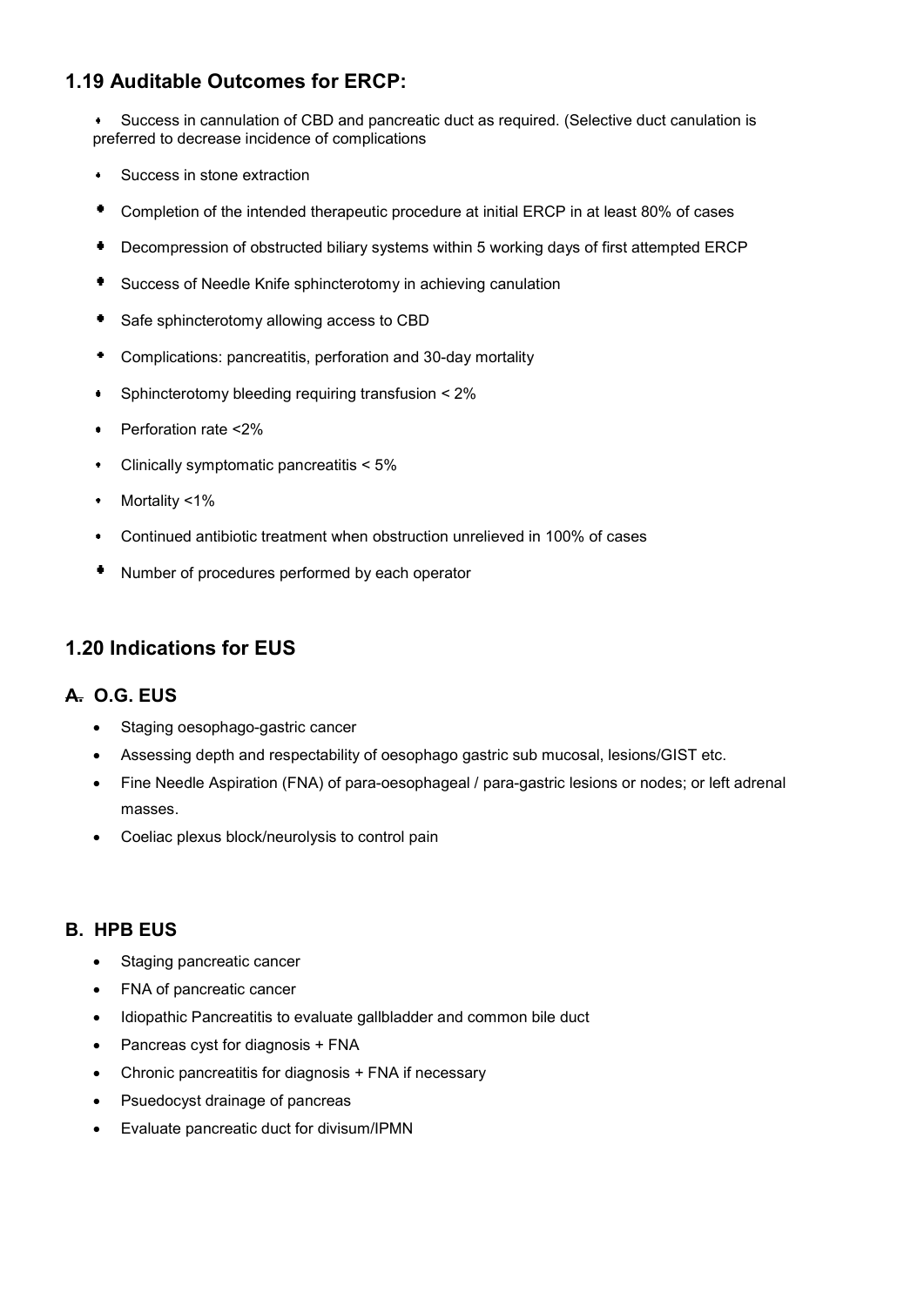## 1.19 Auditable Outcomes for ERCP:

- Success in cannulation of CBD and pancreatic duct as required. (Selective duct canulation is preferred to decrease incidence of complications
- Success in stone extraction
- Completion of the intended therapeutic procedure at initial ERCP in at least 80% of cases
- Decompression of obstructed biliary systems within 5 working days of first attempted ERCP
- Success of Needle Knife sphincterotomy in achieving canulation
- Safe sphincterotomy allowing access to CBD
- Complications: pancreatitis, perforation and 30-day mortality
- Sphincterotomy bleeding requiring transfusion < 2%
- Perforation rate <2%
- Clinically symptomatic pancreatitis < 5%
- Mortality <1%
- Continued antibiotic treatment when obstruction unrelieved in 100% of cases
- Number of procedures performed by each operator

## 1.20 Indications for EUS

### A. O.G. EUS

- Staging oesophago-gastric cancer
- Assessing depth and respectability of oesophago gastric sub mucosal, lesions/GIST etc.
- Fine Needle Aspiration (FNA) of para-oesophageal / para-gastric lesions or nodes; or left adrenal masses.
- Coeliac plexus block/neurolysis to control pain

### B. HPB EUS

- Staging pancreatic cancer
- FNA of pancreatic cancer
- Idiopathic Pancreatitis to evaluate gallbladder and common bile duct
- Pancreas cyst for diagnosis + FNA
- Chronic pancreatitis for diagnosis + FNA if necessary
- Psuedocyst drainage of pancreas
- Evaluate pancreatic duct for divisum/IPMN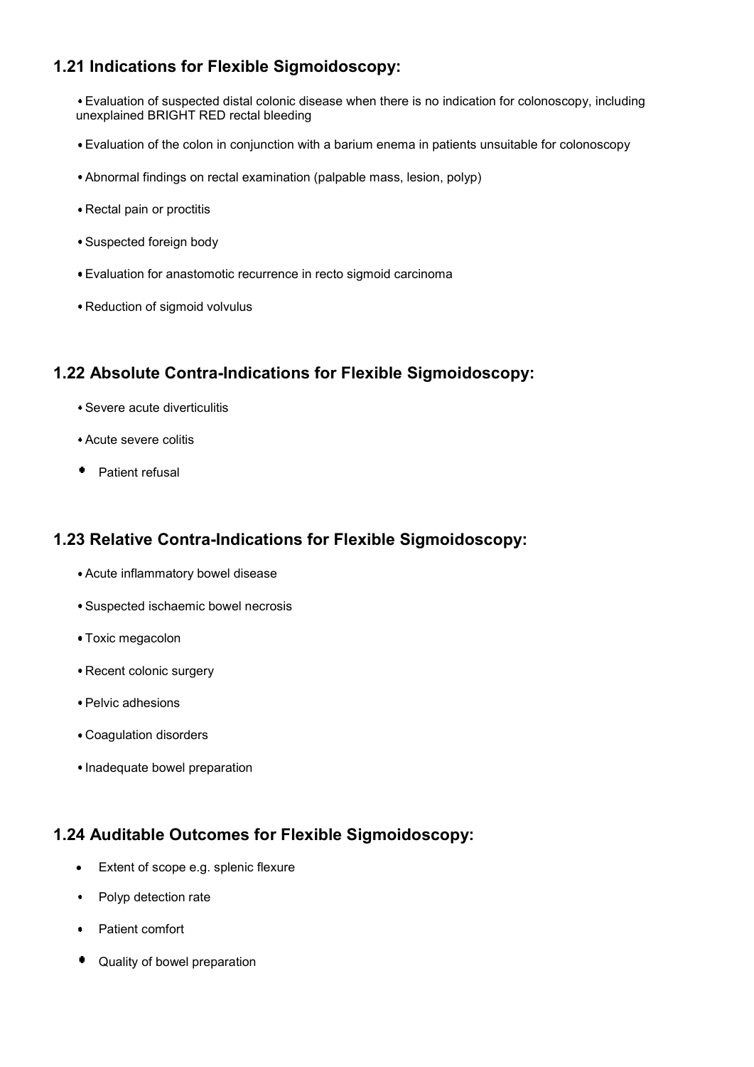## 1.21 Indications for Flexible Sigmoidoscopy:

- Evaluation of suspected distal colonic disease when there is no indication for colonoscopy, including unexplained BRIGHT RED rectal bleeding
- Evaluation of the colon in conjunction with a barium enema in patients unsuitable for colonoscopy
- Abnormal findings on rectal examination (palpable mass, lesion, polyp)
- Rectal pain or proctitis
- Suspected foreign body
- Evaluation for anastomotic recurrence in recto sigmoid carcinoma
- Reduction of sigmoid volvulus

## 1.22 Absolute Contra-Indications for Flexible Sigmoidoscopy:

- Severe acute diverticulitis
- Acute severe colitis
- Patient refusal

## 1.23 Relative Contra-Indications for Flexible Sigmoidoscopy:

- Acute inflammatory bowel disease
- Suspected ischaemic bowel necrosis
- Toxic megacolon
- Recent colonic surgery
- Pelvic adhesions
- Coagulation disorders
- Inadequate bowel preparation

## 1.24 Auditable Outcomes for Flexible Sigmoidoscopy:

- Extent of scope e.g. splenic flexure
- Polyp detection rate
- Patient comfort
- Quality of bowel preparation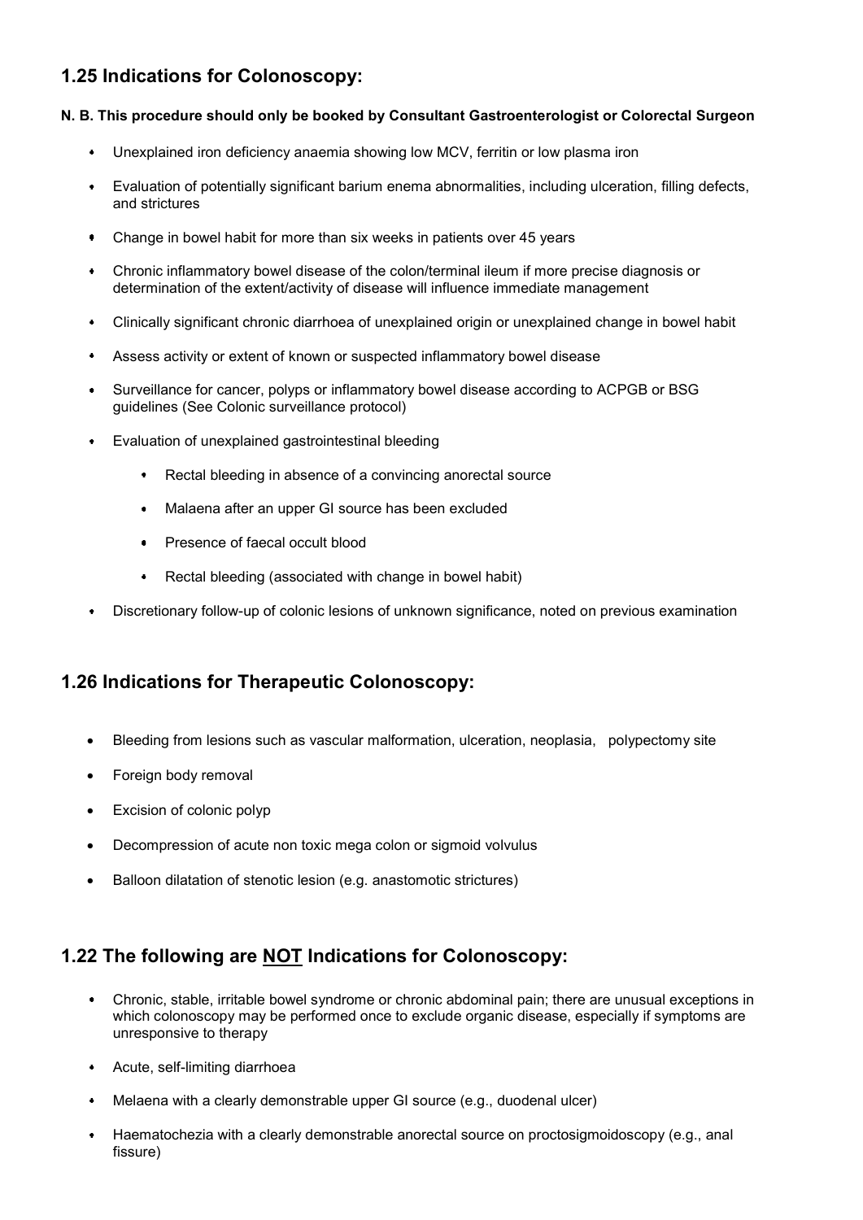## 1.25 Indications for Colonoscopy:

**N. B. This procedure should only be booked by Consultant Gastroenterologist or Colorectal Surgeon**

- Unexplained iron deficiency anaemia showing low MCV, ferritin or low plasma iron
- Evaluation of potentially significant barium enema abnormalities, including ulceration, filling defects, and strictures
- Change in bowel habit for more than six weeks in patients over 45 years
- Chronic inflammatory bowel disease of the colon/terminal ileum if more precise diagnosis or determination of the extent/activity of disease will influence immediate management
- Clinically significant chronic diarrhoea of unexplained origin or unexplained change in bowel habit
- Assess activity or extent of known or suspected inflammatory bowel disease
- Surveillance for cancer, polyps or inflammatory bowel disease according to ACPGB or BSG guidelines (See Colonic surveillance protocol)
- Evaluation of unexplained gastrointestinal bleeding
  - Rectal bleeding in absence of a convincing anorectal source
  - Malaena after an upper GI source has been excluded
  - Presence of faecal occult blood
  - Rectal bleeding (associated with change in bowel habit)
- Discretionary follow-up of colonic lesions of unknown significance, noted on previous examination

## 1.26 Indications for Therapeutic Colonoscopy:

- Bleeding from lesions such as vascular malformation, ulceration, neoplasia, polypectomy site
- Foreign body removal
- Excision of colonic polyp
- Decompression of acute non toxic mega colon or sigmoid volvulus
- Balloon dilatation of stenotic lesion (e.g. anastomotic strictures)

## 1.22 The following are <u>NOT</u> Indications for Colonoscopy:

- Chronic, stable, irritable bowel syndrome or chronic abdominal pain; there are unusual exceptions in which colonoscopy may be performed once to exclude organic disease, especially if symptoms are unresponsive to therapy
- Acute, self-limiting diarrhoea
- Melaena with a clearly demonstrable upper GI source (e.g., duodenal ulcer)
- Haematochezia with a clearly demonstrable anorectal source on proctosigmoidoscopy (e.g., anal fissure)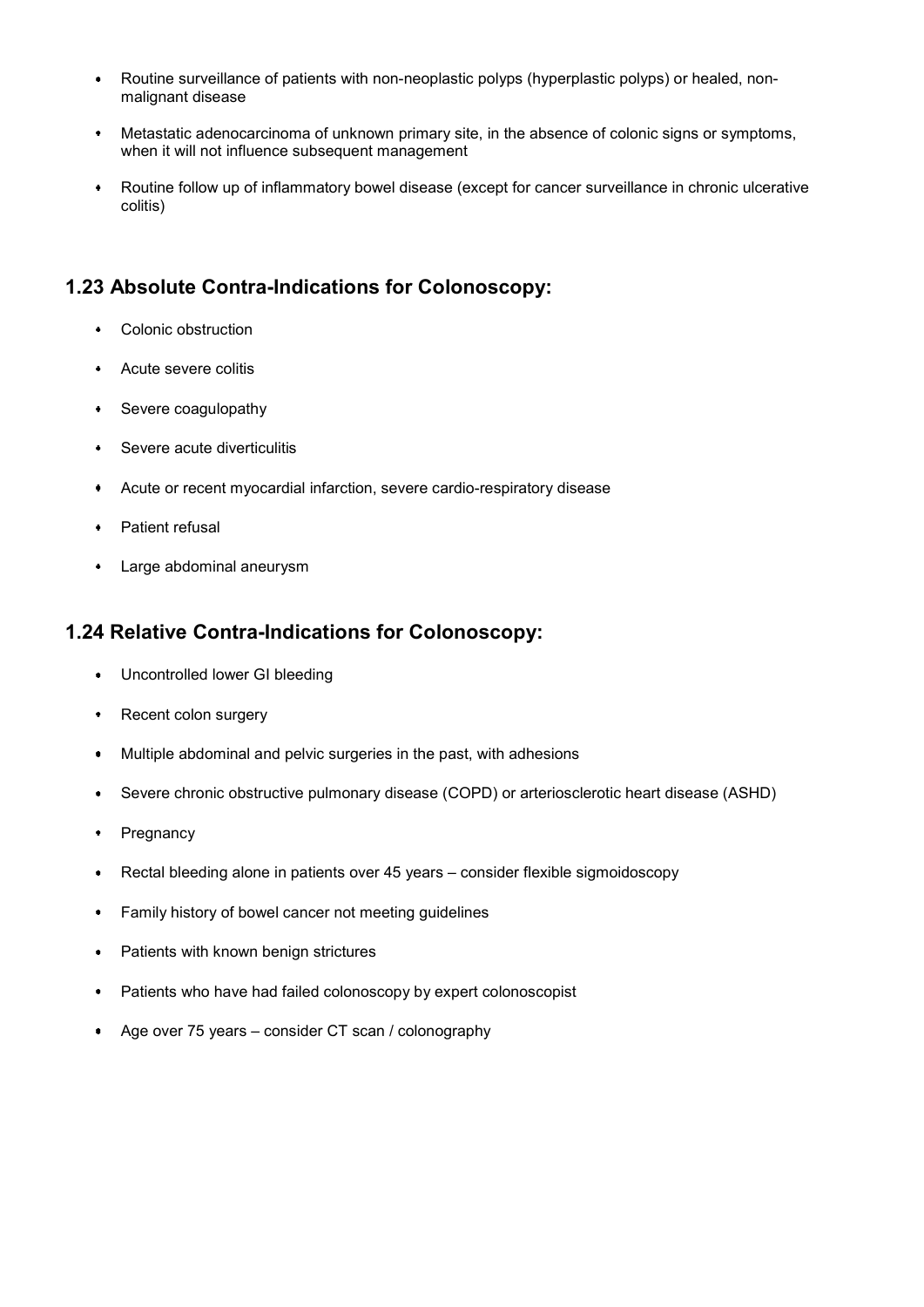- Routine surveillance of patients with non-neoplastic polyps (hyperplastic polyps) or healed, non-malignant disease
- Metastatic adenocarcinoma of unknown primary site, in the absence of colonic signs or symptoms, when it will not influence subsequent management
- Routine follow up of inflammatory bowel disease (except for cancer surveillance in chronic ulcerative colitis)

## 1.23 Absolute Contra-Indications for Colonoscopy:

- Colonic obstruction
- Acute severe colitis
- Severe coagulopathy
- Severe acute diverticulitis
- Acute or recent myocardial infarction, severe cardio-respiratory disease
- Patient refusal
- Large abdominal aneurysm

## 1.24 Relative Contra-Indications for Colonoscopy:

- Uncontrolled lower GI bleeding
- Recent colon surgery
- Multiple abdominal and pelvic surgeries in the past, with adhesions
- Severe chronic obstructive pulmonary disease (COPD) or arteriosclerotic heart disease (ASHD)
- Pregnancy
- Rectal bleeding alone in patients over 45 years – consider flexible sigmoidoscopy
- Family history of bowel cancer not meeting guidelines
- Patients with known benign strictures
- Patients who have had failed colonoscopy by expert colonoscopist
- Age over 75 years – consider CT scan / colonography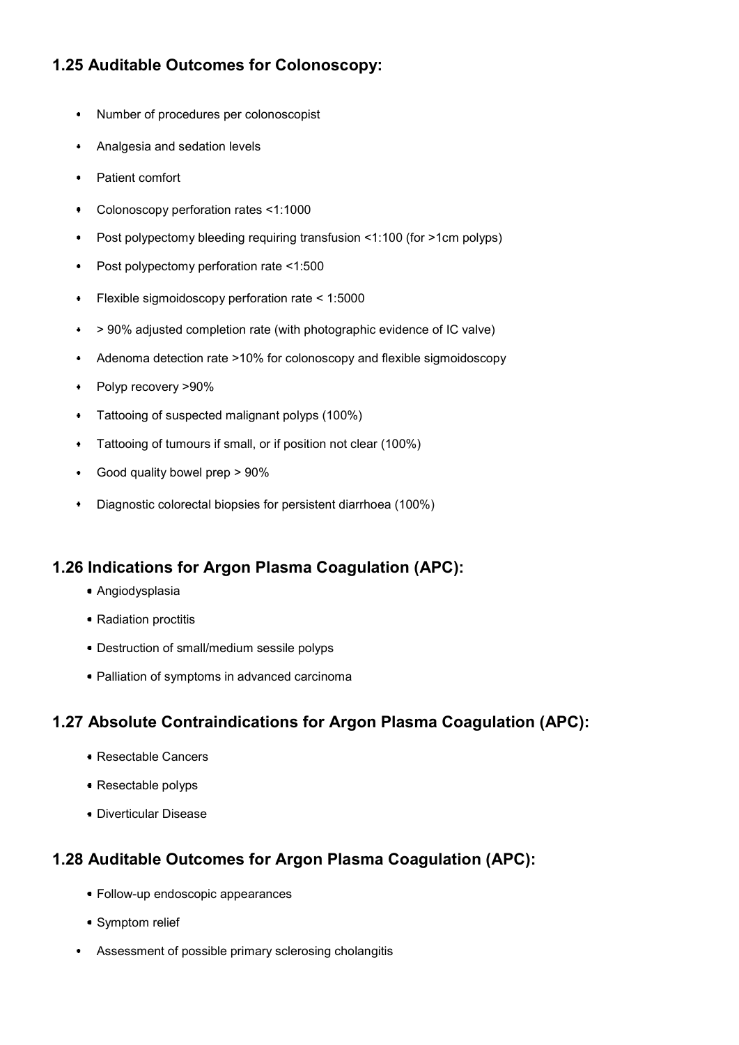### 1.25 Auditable Outcomes for Colonoscopy:

- Number of procedures per colonoscopist
- Analgesia and sedation levels
- Patient comfort
- Colonoscopy perforation rates <1:1000
- Post polypectomy bleeding requiring transfusion <1:100 (for >1cm polyps)
- Post polypectomy perforation rate <1:500
- Flexible sigmoidoscopy perforation rate < 1:5000
- > 90% adjusted completion rate (with photographic evidence of IC valve)
- Adenoma detection rate >10% for colonoscopy and flexible sigmoidoscopy
- Polyp recovery >90%
- Tattooing of suspected malignant polyps (100%)
- Tattooing of tumours if small, or if position not clear (100%)
- Good quality bowel prep > 90%
- Diagnostic colorectal biopsies for persistent diarrhoea (100%)

### 1.26 Indications for Argon Plasma Coagulation (APC):

- Angiodysplasia
- Radiation proctitis
- Destruction of small/medium sessile polyps
- Palliation of symptoms in advanced carcinoma

### 1.27 Absolute Contraindications for Argon Plasma Coagulation (APC):

- Resectable Cancers
- Resectable polyps
- Diverticular Disease

### 1.28 Auditable Outcomes for Argon Plasma Coagulation (APC):

- Follow-up endoscopic appearances
- Symptom relief
- Assessment of possible primary sclerosing cholangitis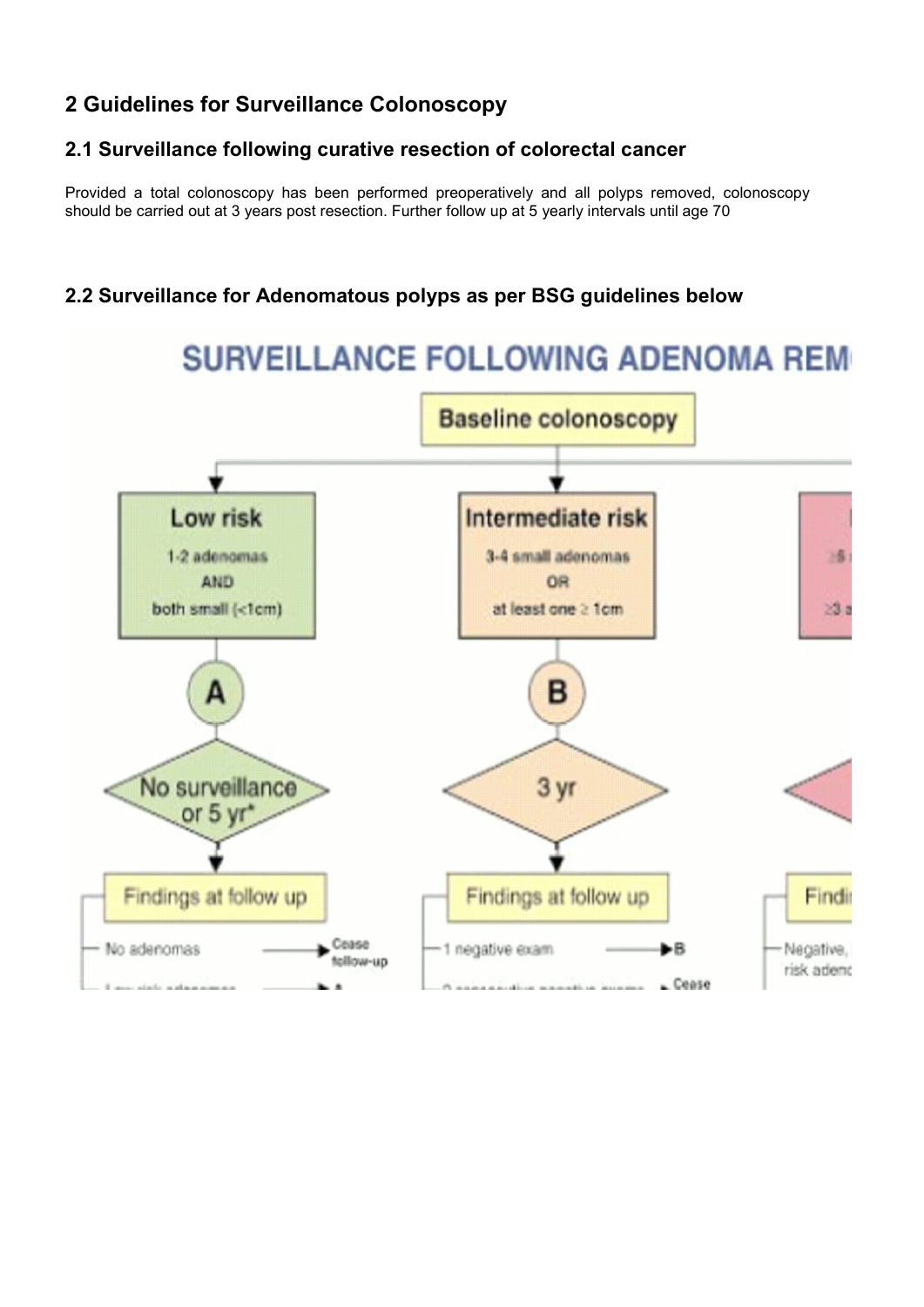## 2 Guidelines for Surveillance Colonoscopy

### 2.1 Surveillance following curative resection of colorectal cancer

Provided a total colonoscopy has been performed preoperatively and all polyps removed, colonoscopy should be carried out at 3 years post resection. Further follow up at 5 yearly intervals until age 70

### 2.2 Surveillance for Adenomatous polyps as per BSG guidelines below

**SURVEILLANCE FOLLOWING ADENOMA REM**

Baseline colonoscopy

**Low risk**
1-2 adenomas
AND
both small (<1cm)

A

No surveillance or 5 yr*

Findings at follow up
- No adenomas → Cease follow-up

**Intermediate risk**
3-4 small adenomas
OR
at least one ≥ 1cm

B

3 yr

Findings at follow up
- 1 negative exam → B
- Cease

Findi
- Negative, risk adeno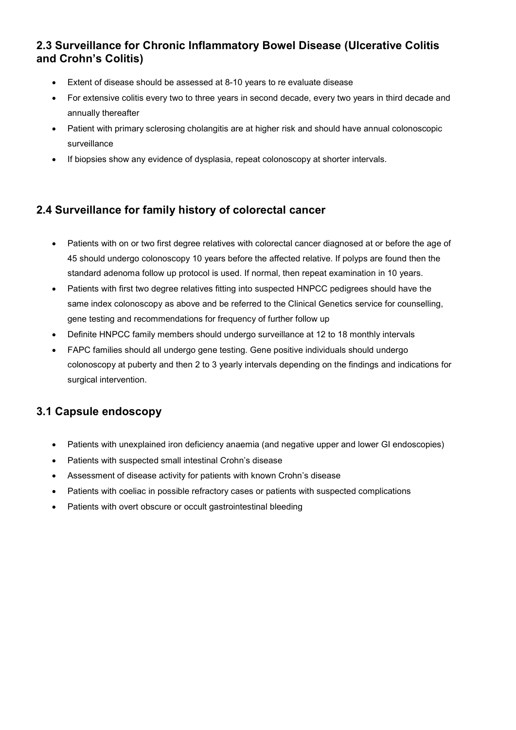## 2.3 Surveillance for Chronic Inflammatory Bowel Disease (Ulcerative Colitis and Crohn's Colitis)

- Extent of disease should be assessed at 8-10 years to re evaluate disease
- For extensive colitis every two to three years in second decade, every two years in third decade and annually thereafter
- Patient with primary sclerosing cholangitis are at higher risk and should have annual colonoscopic surveillance
- If biopsies show any evidence of dysplasia, repeat colonoscopy at shorter intervals.

## 2.4 Surveillance for family history of colorectal cancer

- Patients with on or two first degree relatives with colorectal cancer diagnosed at or before the age of 45 should undergo colonoscopy 10 years before the affected relative. If polyps are found then the standard adenoma follow up protocol is used. If normal, then repeat examination in 10 years.
- Patients with first two degree relatives fitting into suspected HNPCC pedigrees should have the same index colonoscopy as above and be referred to the Clinical Genetics service for counselling, gene testing and recommendations for frequency of further follow up
- Definite HNPCC family members should undergo surveillance at 12 to 18 monthly intervals
- FAPC families should all undergo gene testing. Gene positive individuals should undergo colonoscopy at puberty and then 2 to 3 yearly intervals depending on the findings and indications for surgical intervention.

## 3.1 Capsule endoscopy

- Patients with unexplained iron deficiency anaemia (and negative upper and lower GI endoscopies)
- Patients with suspected small intestinal Crohn's disease
- Assessment of disease activity for patients with known Crohn's disease
- Patients with coeliac in possible refractory cases or patients with suspected complications
- Patients with overt obscure or occult gastrointestinal bleeding